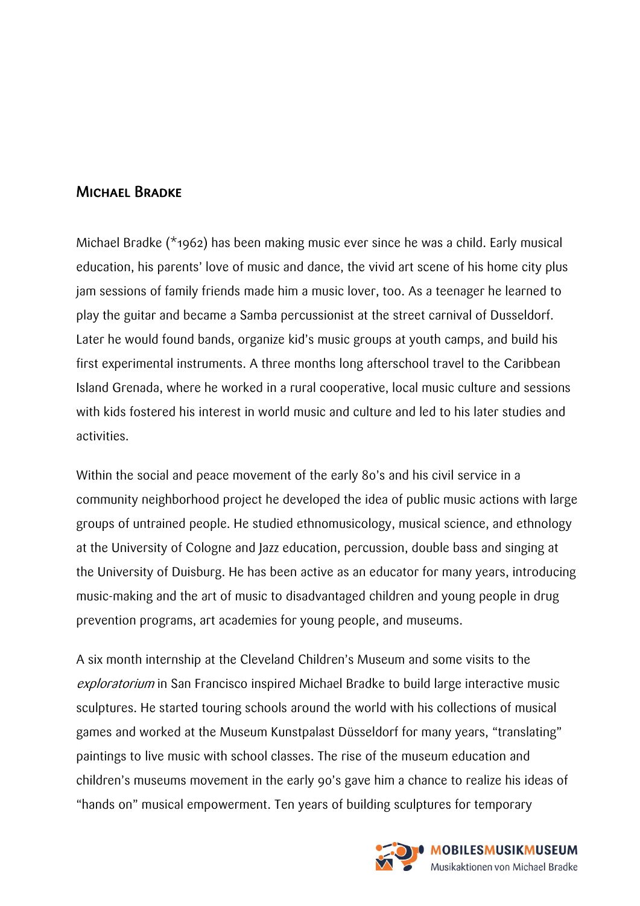## Michael Bradke

Michael Bradke (*1962) has been making music ever since he was a child. Early musical education, his parents' love of music and dance, the vivid art scene of his home city plus jam sessions of family friends made him a music lover, too. As a teenager he learned to play the guitar and became a Samba percussionist at the street carnival of Dusseldorf. Later he would found bands, organize kid's music groups at youth camps, and build his first experimental instruments. A three months long afterschool travel to the Caribbean Island Grenada, where he worked in a rural cooperative, local music culture and sessions with kids fostered his interest in world music and culture and led to his later studies and activities.

Within the social and peace movement of the early 80's and his civil service in a community neighborhood project he developed the idea of public music actions with large groups of untrained people. He studied ethnomusicology, musical science, and ethnology at the University of Cologne and Jazz education, percussion, double bass and singing at the University of Duisburg. He has been active as an educator for many years, introducing music-making and the art of music to disadvantaged children and young people in drug prevention programs, art academies for young people, and museums.

A six month internship at the Cleveland Children's Museum and some visits to the *exploratorium* in San Francisco inspired Michael Bradke to build large interactive music sculptures. He started touring schools around the world with his collections of musical games and worked at the Museum Kunstpalast Düsseldorf for many years, "translating" paintings to live music with school classes. The rise of the museum education and children's museums movement in the early 90's gave him a chance to realize his ideas of "hands on" musical empowerment. Ten years of building sculptures for temporary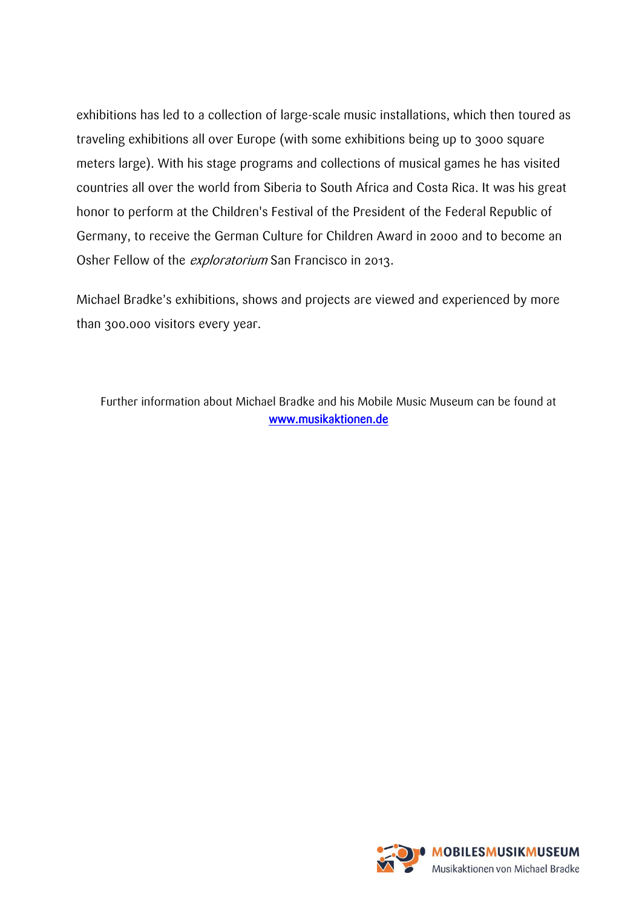exhibitions has led to a collection of large-scale music installations, which then toured as traveling exhibitions all over Europe (with some exhibitions being up to 3000 square meters large). With his stage programs and collections of musical games he has visited countries all over the world from Siberia to South Africa and Costa Rica. It was his great honor to perform at the Children's Festival of the President of the Federal Republic of Germany, to receive the German Culture for Children Award in 2000 and to become an Osher Fellow of the *exploratorium* San Francisco in 2013.

Michael Bradke's exhibitions, shows and projects are viewed and experienced by more than 300.000 visitors every year.

Further information about Michael Bradke and his Mobile Music Museum can be found at [www.musikaktionen.de](http://www.musikaktionen.de)

MOBILESMUSIKMUSEUM
Musikaktionen von Michael Bradke